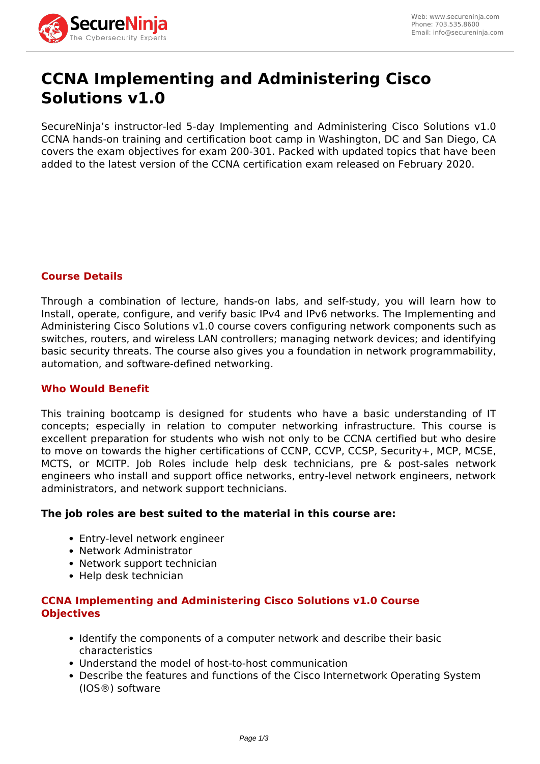# CCNA Implementing and Administering Cisco Solutions v1.0

SecureNinja's instructor-led 5-day Implementing and Administering Cisco Solutions v1.0 CCNA hands-on training and certification boot camp in Washington, DC and San Diego, CA covers the exam objectives for exam 200-301. Packed with updated topics that have been added to the latest version of the CCNA certification exam released on February 2020.

## Course Details

Through a combination of lecture, hands-on labs, and self-study, you will learn how to Install, operate, configure, and verify basic IPv4 and IPv6 networks. The Implementing and Administering Cisco Solutions v1.0 course covers configuring network components such as switches, routers, and wireless LAN controllers; managing network devices; and identifying basic security threats. The course also gives you a foundation in network programmability, automation, and software-defined networking.

## Who Would Benefit

This training bootcamp is designed for students who have a basic understanding of IT concepts; especially in relation to computer networking infrastructure. This course is excellent preparation for students who wish not only to be CCNA certified but who desire to move on towards the higher certifications of CCNP, CCVP, CCSP, Security+, MCP, MCSE, MCTS, or MCITP. Job Roles include help desk technicians, pre & post-sales network engineers who install and support office networks, entry-level network engineers, network administrators, and network support technicians.

**The job roles are best suited to the material in this course are:**

- Entry-level network engineer
- Network Administrator
- Network support technician
- Help desk technician

## CCNA Implementing and Administering Cisco Solutions v1.0 Course Objectives

- Identify the components of a computer network and describe their basic characteristics
- Understand the model of host-to-host communication
- Describe the features and functions of the Cisco Internetwork Operating System (IOS®) software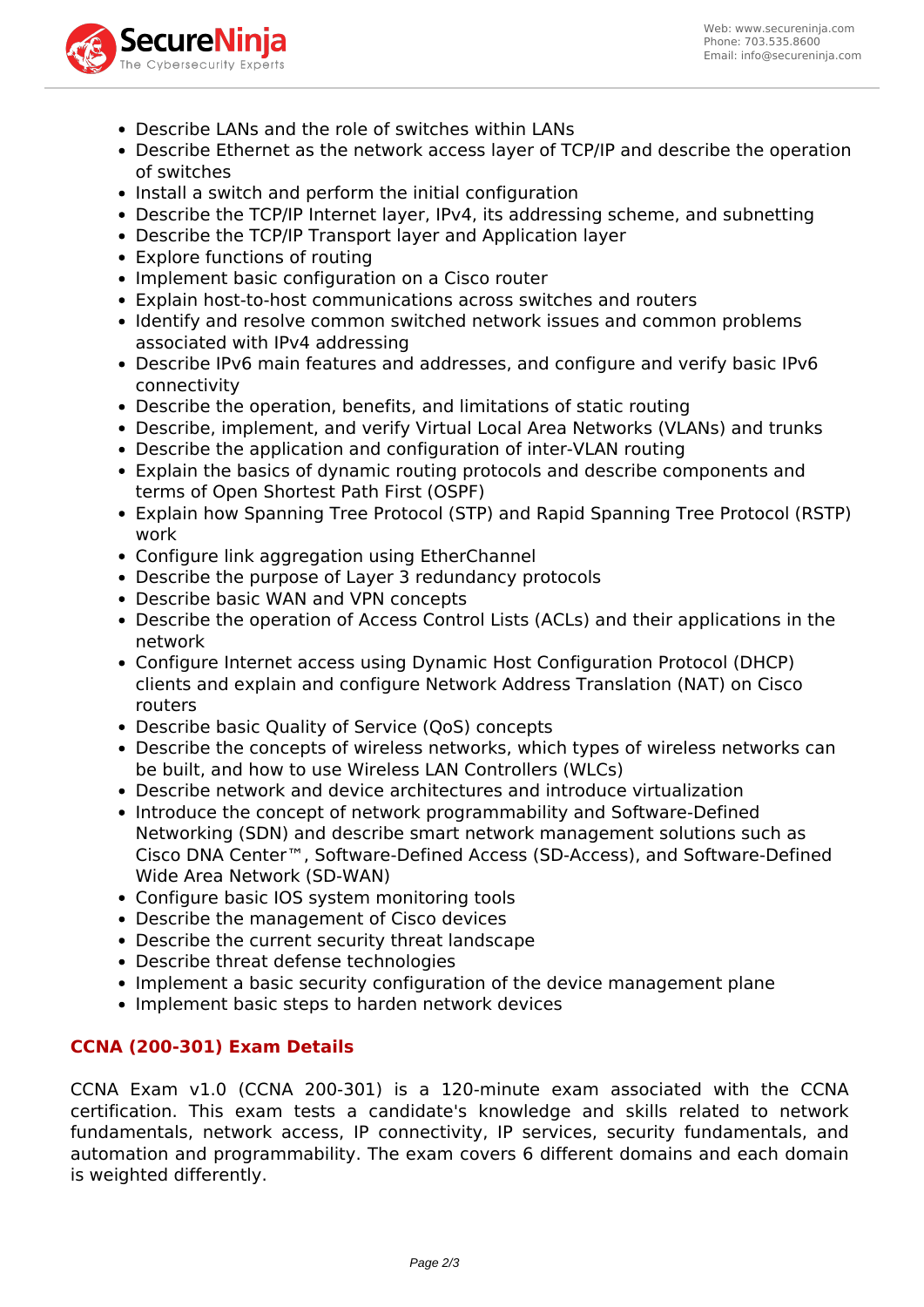- Describe LANs and the role of switches within LANs
- Describe Ethernet as the network access layer of TCP/IP and describe the operation of switches
- Install a switch and perform the initial configuration
- Describe the TCP/IP Internet layer, IPv4, its addressing scheme, and subnetting
- Describe the TCP/IP Transport layer and Application layer
- Explore functions of routing
- Implement basic configuration on a Cisco router
- Explain host-to-host communications across switches and routers
- Identify and resolve common switched network issues and common problems associated with IPv4 addressing
- Describe IPv6 main features and addresses, and configure and verify basic IPv6 connectivity
- Describe the operation, benefits, and limitations of static routing
- Describe, implement, and verify Virtual Local Area Networks (VLANs) and trunks
- Describe the application and configuration of inter-VLAN routing
- Explain the basics of dynamic routing protocols and describe components and terms of Open Shortest Path First (OSPF)
- Explain how Spanning Tree Protocol (STP) and Rapid Spanning Tree Protocol (RSTP) work
- Configure link aggregation using EtherChannel
- Describe the purpose of Layer 3 redundancy protocols
- Describe basic WAN and VPN concepts
- Describe the operation of Access Control Lists (ACLs) and their applications in the network
- Configure Internet access using Dynamic Host Configuration Protocol (DHCP) clients and explain and configure Network Address Translation (NAT) on Cisco routers
- Describe basic Quality of Service (QoS) concepts
- Describe the concepts of wireless networks, which types of wireless networks can be built, and how to use Wireless LAN Controllers (WLCs)
- Describe network and device architectures and introduce virtualization
- Introduce the concept of network programmability and Software-Defined Networking (SDN) and describe smart network management solutions such as Cisco DNA Center™, Software-Defined Access (SD-Access), and Software-Defined Wide Area Network (SD-WAN)
- Configure basic IOS system monitoring tools
- Describe the management of Cisco devices
- Describe the current security threat landscape
- Describe threat defense technologies
- Implement a basic security configuration of the device management plane
- Implement basic steps to harden network devices

## CCNA (200-301) Exam Details

CCNA Exam v1.0 (CCNA 200-301) is a 120-minute exam associated with the CCNA certification. This exam tests a candidate's knowledge and skills related to network fundamentals, network access, IP connectivity, IP services, security fundamentals, and automation and programmability. The exam covers 6 different domains and each domain is weighted differently.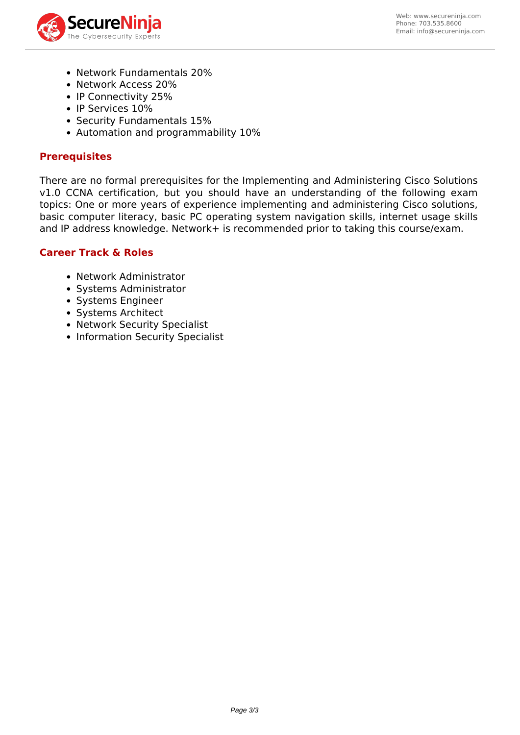- Network Fundamentals 20%
- Network Access 20%
- IP Connectivity 25%
- IP Services 10%
- Security Fundamentals 15%
- Automation and programmability 10%

## Prerequisites

There are no formal prerequisites for the Implementing and Administering Cisco Solutions v1.0 CCNA certification, but you should have an understanding of the following exam topics: One or more years of experience implementing and administering Cisco solutions, basic computer literacy, basic PC operating system navigation skills, internet usage skills and IP address knowledge. Network+ is recommended prior to taking this course/exam.

## Career Track & Roles

- Network Administrator
- Systems Administrator
- Systems Engineer
- Systems Architect
- Network Security Specialist
- Information Security Specialist